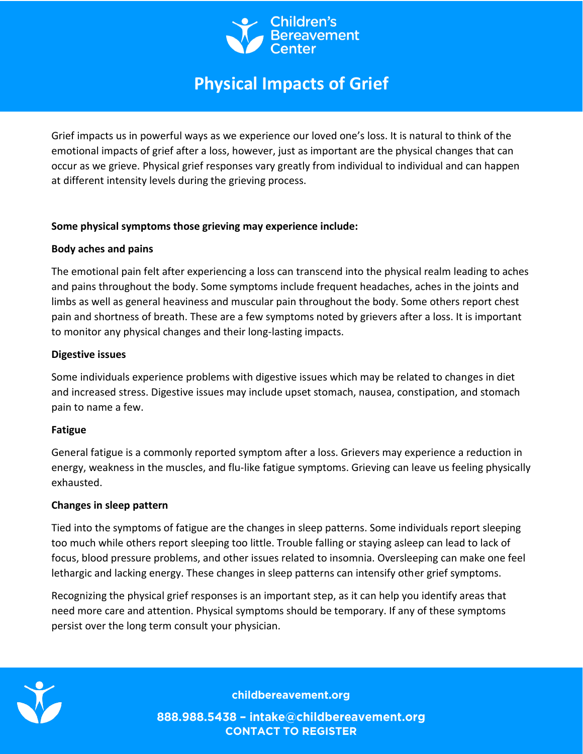Children's Bereavement Center

# Physical Impacts of Grief

Grief impacts us in powerful ways as we experience our loved one's loss. It is natural to think of the emotional impacts of grief after a loss, however, just as important are the physical changes that can occur as we grieve. Physical grief responses vary greatly from individual to individual and can happen at different intensity levels during the grieving process.

**Some physical symptoms those grieving may experience include:**

**Body aches and pains**

The emotional pain felt after experiencing a loss can transcend into the physical realm leading to aches and pains throughout the body. Some symptoms include frequent headaches, aches in the joints and limbs as well as general heaviness and muscular pain throughout the body. Some others report chest pain and shortness of breath. These are a few symptoms noted by grievers after a loss. It is important to monitor any physical changes and their long-lasting impacts.

**Digestive issues**

Some individuals experience problems with digestive issues which may be related to changes in diet and increased stress. Digestive issues may include upset stomach, nausea, constipation, and stomach pain to name a few.

**Fatigue**

General fatigue is a commonly reported symptom after a loss. Grievers may experience a reduction in energy, weakness in the muscles, and flu-like fatigue symptoms. Grieving can leave us feeling physically exhausted.

**Changes in sleep pattern**

Tied into the symptoms of fatigue are the changes in sleep patterns. Some individuals report sleeping too much while others report sleeping too little. Trouble falling or staying asleep can lead to lack of focus, blood pressure problems, and other issues related to insomnia. Oversleeping can make one feel lethargic and lacking energy. These changes in sleep patterns can intensify other grief symptoms.

Recognizing the physical grief responses is an important step, as it can help you identify areas that need more care and attention. Physical symptoms should be temporary. If any of these symptoms persist over the long term consult your physician.

**childbereavement.org**

**888.988.5438 – intake@childbereavement.org**

**CONTACT TO REGISTER**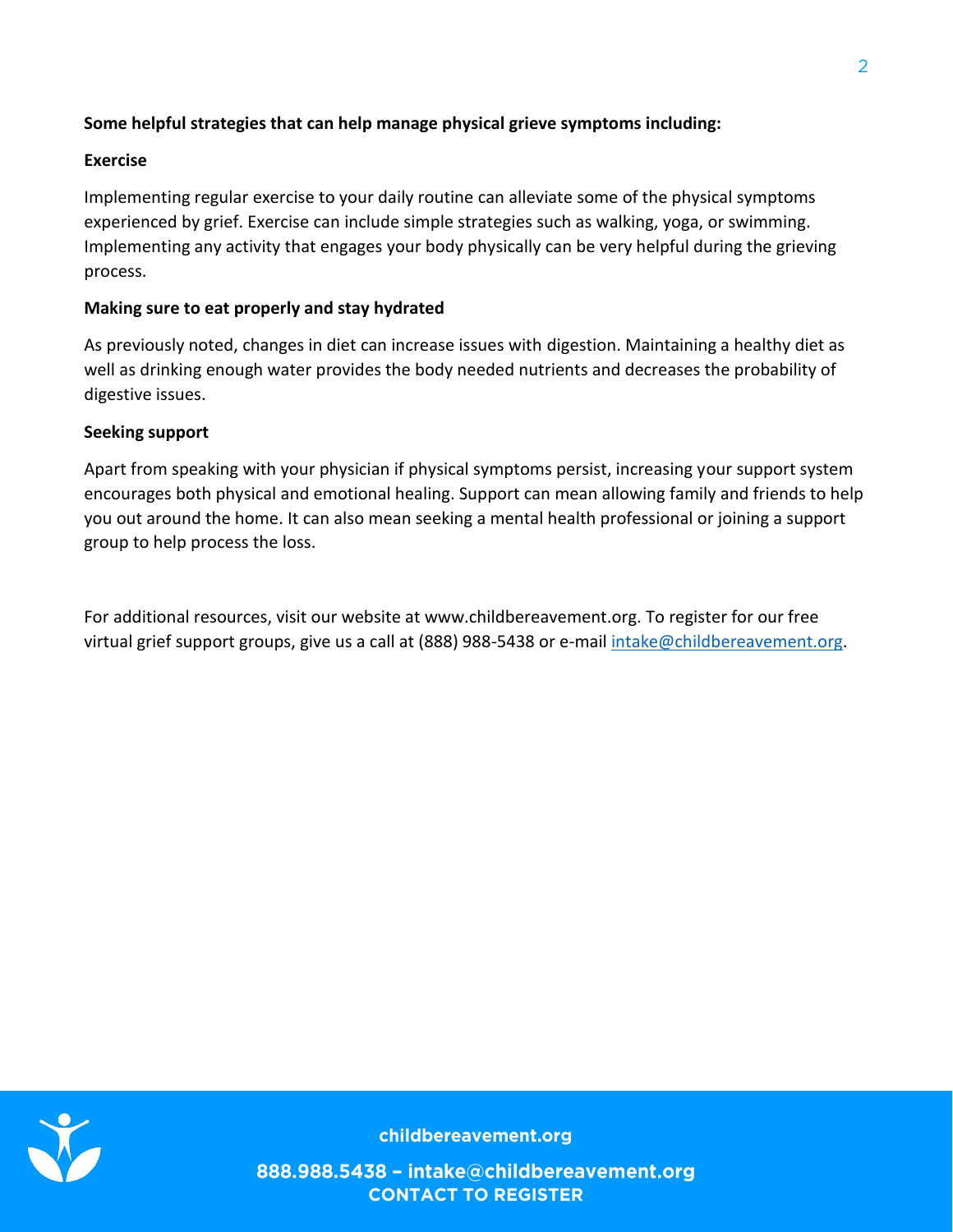**Some helpful strategies that can help manage physical grieve symptoms including:**

**Exercise**

Implementing regular exercise to your daily routine can alleviate some of the physical symptoms experienced by grief. Exercise can include simple strategies such as walking, yoga, or swimming. Implementing any activity that engages your body physically can be very helpful during the grieving process.

**Making sure to eat properly and stay hydrated**

As previously noted, changes in diet can increase issues with digestion. Maintaining a healthy diet as well as drinking enough water provides the body needed nutrients and decreases the probability of digestive issues.

**Seeking support**

Apart from speaking with your physician if physical symptoms persist, increasing your support system encourages both physical and emotional healing. Support can mean allowing family and friends to help you out around the home. It can also mean seeking a mental health professional or joining a support group to help process the loss.

For additional resources, visit our website at www.childbereavement.org. To register for our free virtual grief support groups, give us a call at (888) 988-5438 or e-mail intake@childbereavement.org.

**childbereavement.org**

**888.988.5438 – intake@childbereavement.org**
**CONTACT TO REGISTER**